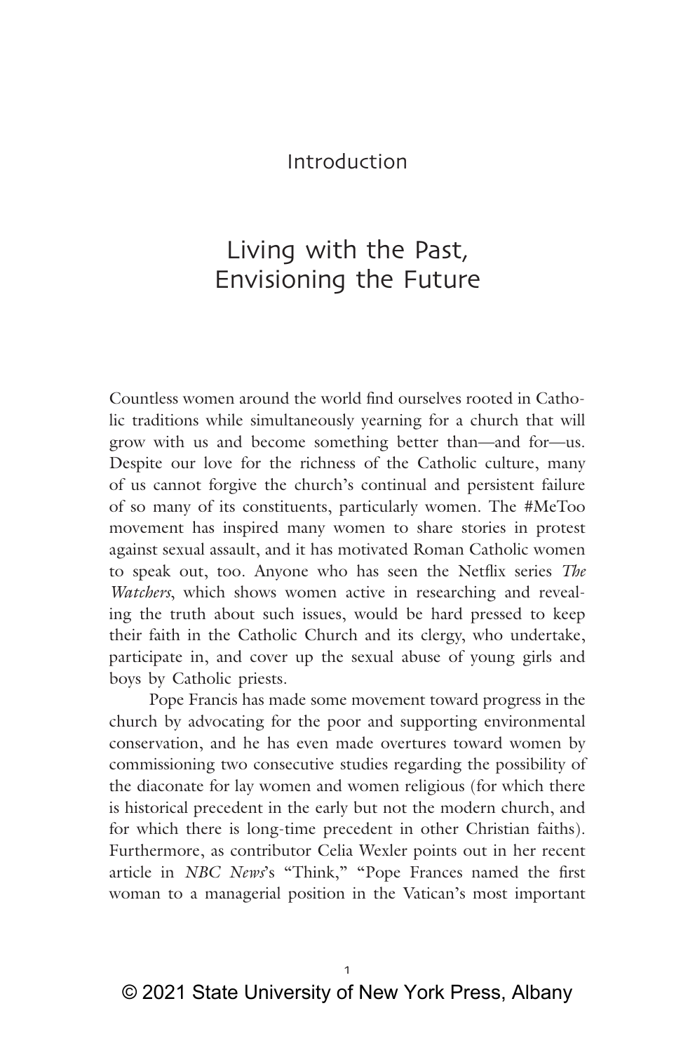# Introduction

## Living with the Past, Envisioning the Future

Countless women around the world find ourselves rooted in Catholic traditions while simultaneously yearning for a church that will grow with us and become something better than—and for—us. Despite our love for the richness of the Catholic culture, many of us cannot forgive the church's continual and persistent failure of so many of its constituents, particularly women. The #MeToo movement has inspired many women to share stories in protest against sexual assault, and it has motivated Roman Catholic women to speak out, too. Anyone who has seen the Netflix series *The Watchers*, which shows women active in researching and revealing the truth about such issues, would be hard pressed to keep their faith in the Catholic Church and its clergy, who undertake, participate in, and cover up the sexual abuse of young girls and boys by Catholic priests.

Pope Francis has made some movement toward progress in the church by advocating for the poor and supporting environmental conservation, and he has even made overtures toward women by commissioning two consecutive studies regarding the possibility of the diaconate for lay women and women religious (for which there is historical precedent in the early but not the modern church, and for which there is long-time precedent in other Christian faiths). Furthermore, as contributor Celia Wexler points out in her recent article in *NBC News*'s "Think," "Pope Frances named the first woman to a managerial position in the Vatican's most important

© 2021 State University of New York Press, Albany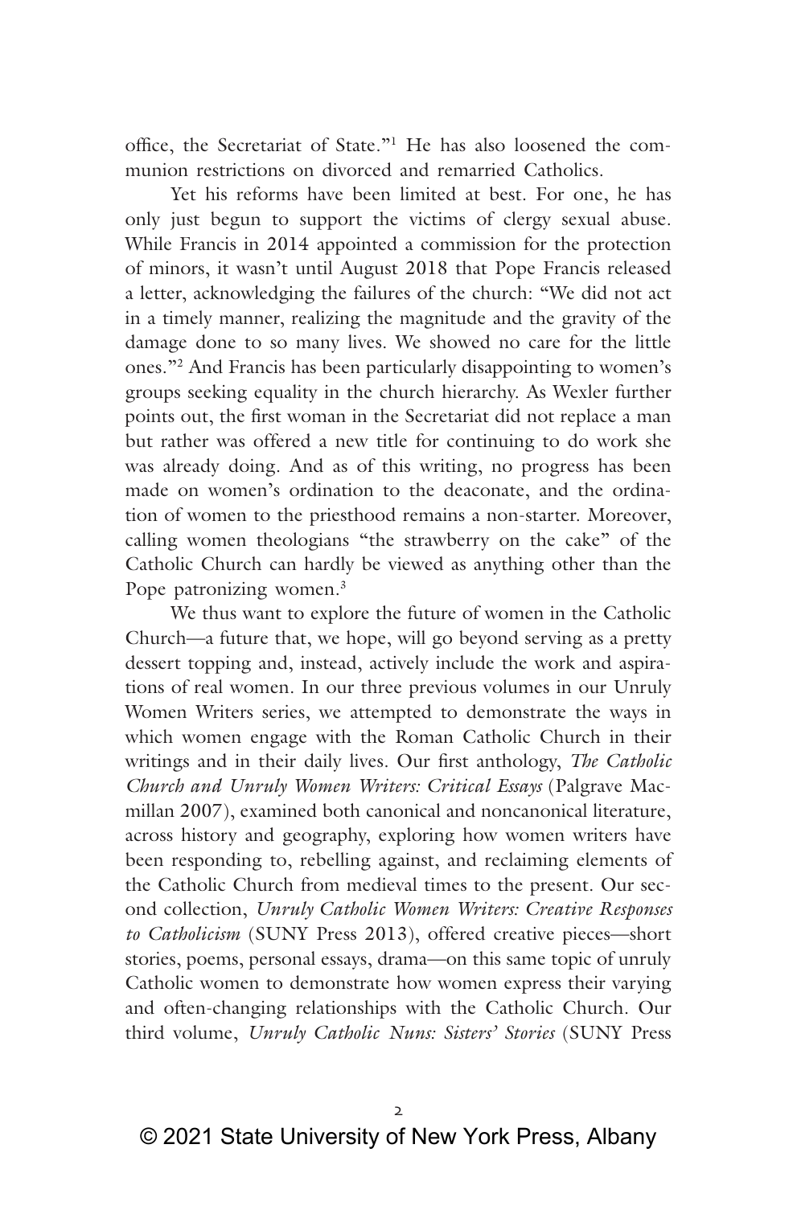office, the Secretariat of State."[1] He has also loosened the communion restrictions on divorced and remarried Catholics.

Yet his reforms have been limited at best. For one, he has only just begun to support the victims of clergy sexual abuse. While Francis in 2014 appointed a commission for the protection of minors, it wasn't until August 2018 that Pope Francis released a letter, acknowledging the failures of the church: "We did not act in a timely manner, realizing the magnitude and the gravity of the damage done to so many lives. We showed no care for the little ones."[2] And Francis has been particularly disappointing to women's groups seeking equality in the church hierarchy. As Wexler further points out, the first woman in the Secretariat did not replace a man but rather was offered a new title for continuing to do work she was already doing. And as of this writing, no progress has been made on women's ordination to the deaconate, and the ordination of women to the priesthood remains a non-starter. Moreover, calling women theologians "the strawberry on the cake" of the Catholic Church can hardly be viewed as anything other than the Pope patronizing women.[3]

We thus want to explore the future of women in the Catholic Church—a future that, we hope, will go beyond serving as a pretty dessert topping and, instead, actively include the work and aspirations of real women. In our three previous volumes in our Unruly Women Writers series, we attempted to demonstrate the ways in which women engage with the Roman Catholic Church in their writings and in their daily lives. Our first anthology, *The Catholic Church and Unruly Women Writers: Critical Essays* (Palgrave Macmillan 2007), examined both canonical and noncanonical literature, across history and geography, exploring how women writers have been responding to, rebelling against, and reclaiming elements of the Catholic Church from medieval times to the present. Our second collection, *Unruly Catholic Women Writers: Creative Responses to Catholicism* (SUNY Press 2013), offered creative pieces—short stories, poems, personal essays, drama—on this same topic of unruly Catholic women to demonstrate how women express their varying and often-changing relationships with the Catholic Church. Our third volume, *Unruly Catholic Nuns: Sisters' Stories* (SUNY Press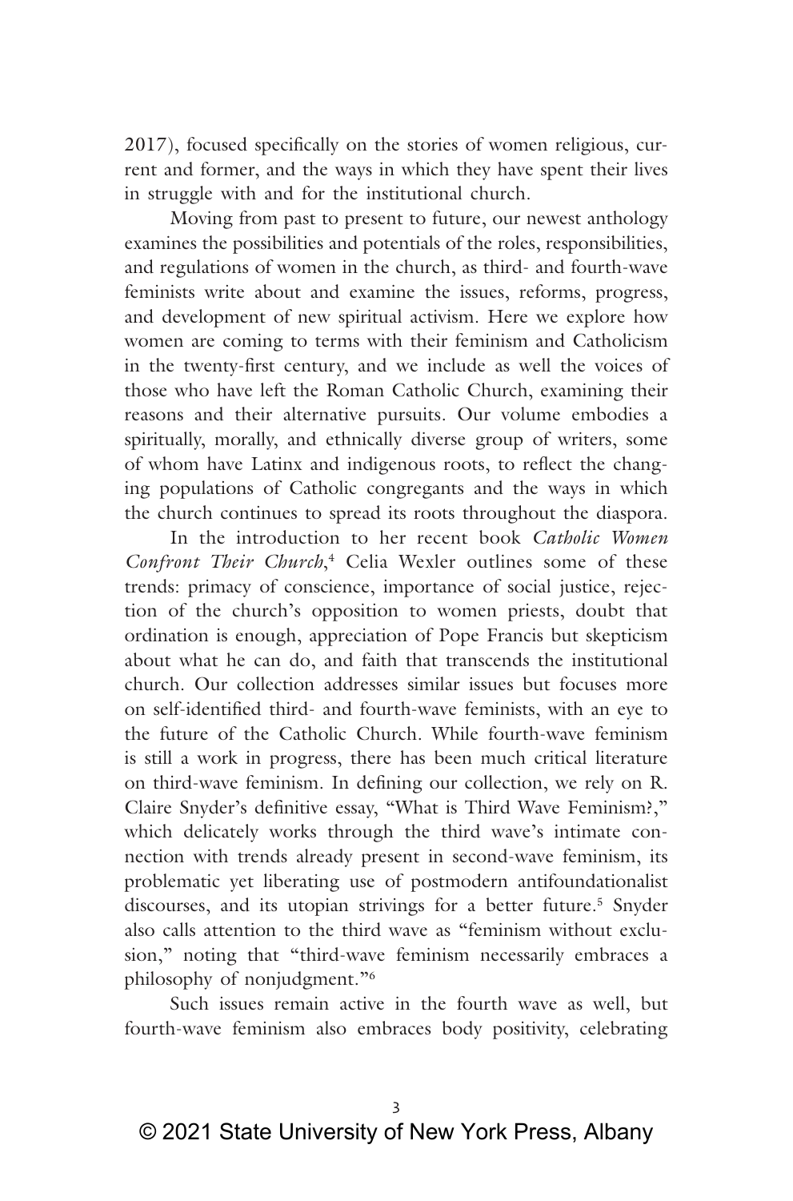2017), focused specifically on the stories of women religious, current and former, and the ways in which they have spent their lives in struggle with and for the institutional church.

Moving from past to present to future, our newest anthology examines the possibilities and potentials of the roles, responsibilities, and regulations of women in the church, as third- and fourth-wave feminists write about and examine the issues, reforms, progress, and development of new spiritual activism. Here we explore how women are coming to terms with their feminism and Catholicism in the twenty-first century, and we include as well the voices of those who have left the Roman Catholic Church, examining their reasons and their alternative pursuits. Our volume embodies a spiritually, morally, and ethnically diverse group of writers, some of whom have Latinx and indigenous roots, to reflect the changing populations of Catholic congregants and the ways in which the church continues to spread its roots throughout the diaspora.

In the introduction to her recent book *Catholic Women Confront Their Church*,[4] Celia Wexler outlines some of these trends: primacy of conscience, importance of social justice, rejection of the church's opposition to women priests, doubt that ordination is enough, appreciation of Pope Francis but skepticism about what he can do, and faith that transcends the institutional church. Our collection addresses similar issues but focuses more on self-identified third- and fourth-wave feminists, with an eye to the future of the Catholic Church. While fourth-wave feminism is still a work in progress, there has been much critical literature on third-wave feminism. In defining our collection, we rely on R. Claire Snyder's definitive essay, "What is Third Wave Feminism?," which delicately works through the third wave's intimate connection with trends already present in second-wave feminism, its problematic yet liberating use of postmodern antifoundationalist discourses, and its utopian strivings for a better future.[5] Snyder also calls attention to the third wave as "feminism without exclusion," noting that "third-wave feminism necessarily embraces a philosophy of nonjudgment."[6]

Such issues remain active in the fourth wave as well, but fourth-wave feminism also embraces body positivity, celebrating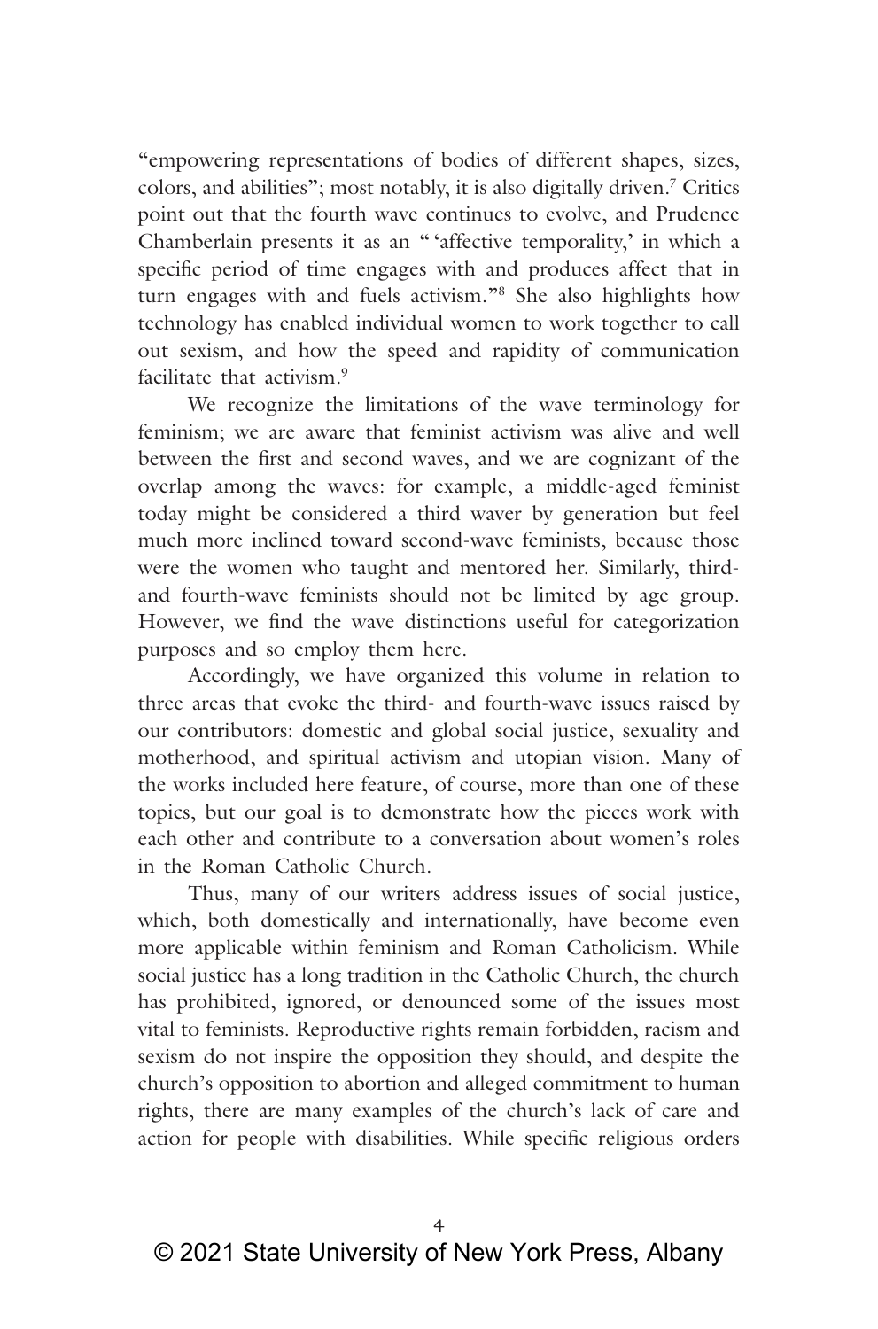"empowering representations of bodies of different shapes, sizes, colors, and abilities"; most notably, it is also digitally driven.[7] Critics point out that the fourth wave continues to evolve, and Prudence Chamberlain presents it as an " 'affective temporality,' in which a specific period of time engages with and produces affect that in turn engages with and fuels activism."[8] She also highlights how technology has enabled individual women to work together to call out sexism, and how the speed and rapidity of communication facilitate that activism.[9]

We recognize the limitations of the wave terminology for feminism; we are aware that feminist activism was alive and well between the first and second waves, and we are cognizant of the overlap among the waves: for example, a middle-aged feminist today might be considered a third waver by generation but feel much more inclined toward second-wave feminists, because those were the women who taught and mentored her. Similarly, third- and fourth-wave feminists should not be limited by age group. However, we find the wave distinctions useful for categorization purposes and so employ them here.

Accordingly, we have organized this volume in relation to three areas that evoke the third- and fourth-wave issues raised by our contributors: domestic and global social justice, sexuality and motherhood, and spiritual activism and utopian vision. Many of the works included here feature, of course, more than one of these topics, but our goal is to demonstrate how the pieces work with each other and contribute to a conversation about women's roles in the Roman Catholic Church.

Thus, many of our writers address issues of social justice, which, both domestically and internationally, have become even more applicable within feminism and Roman Catholicism. While social justice has a long tradition in the Catholic Church, the church has prohibited, ignored, or denounced some of the issues most vital to feminists. Reproductive rights remain forbidden, racism and sexism do not inspire the opposition they should, and despite the church's opposition to abortion and alleged commitment to human rights, there are many examples of the church's lack of care and action for people with disabilities. While specific religious orders

© 2021 State University of New York Press, Albany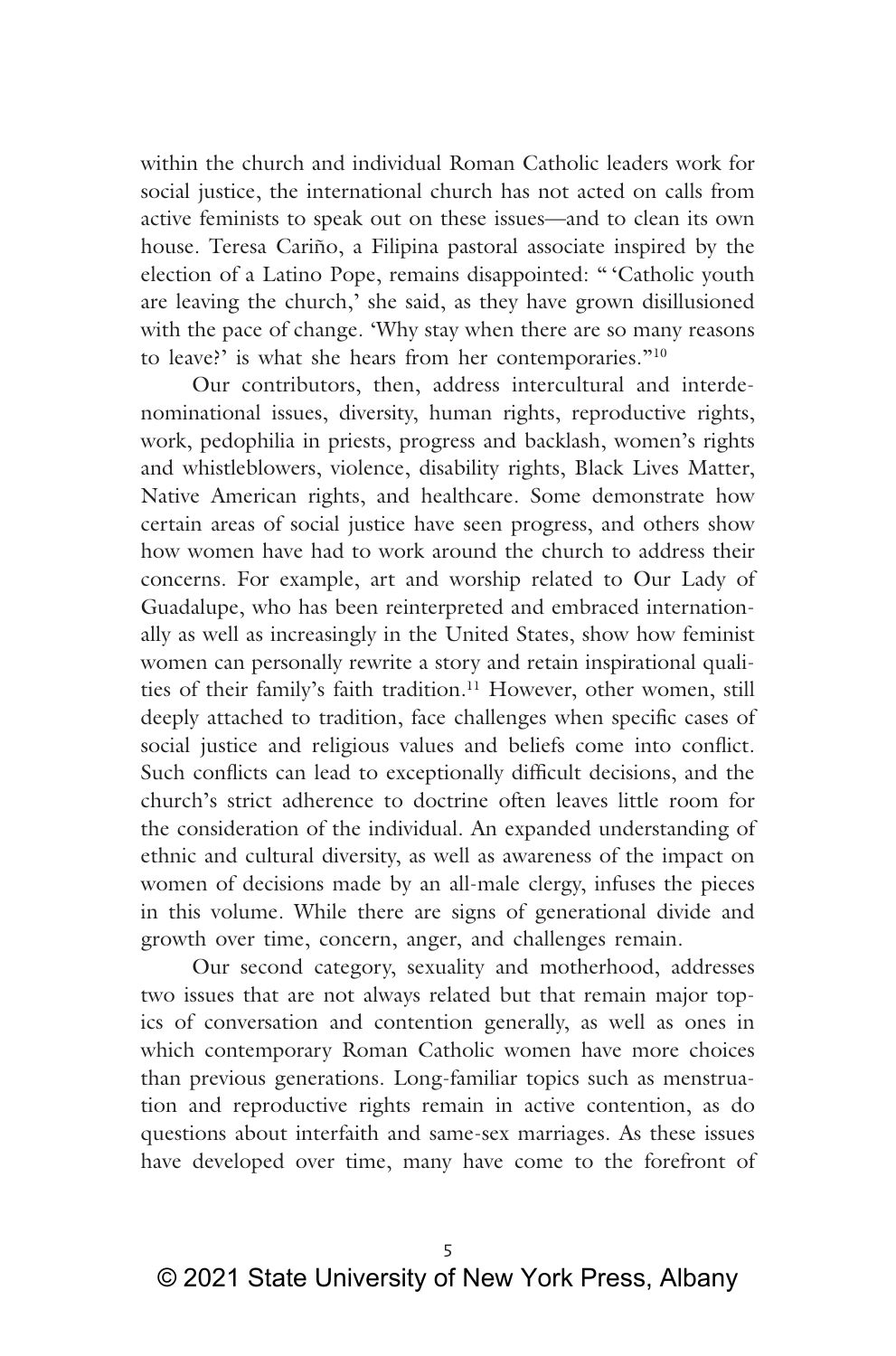within the church and individual Roman Catholic leaders work for social justice, the international church has not acted on calls from active feminists to speak out on these issues—and to clean its own house. Teresa Cariño, a Filipina pastoral associate inspired by the election of a Latino Pope, remains disappointed: " 'Catholic youth are leaving the church,' she said, as they have grown disillusioned with the pace of change. 'Why stay when there are so many reasons to leave?' is what she hears from her contemporaries."[10]

Our contributors, then, address intercultural and interdenominational issues, diversity, human rights, reproductive rights, work, pedophilia in priests, progress and backlash, women's rights and whistleblowers, violence, disability rights, Black Lives Matter, Native American rights, and healthcare. Some demonstrate how certain areas of social justice have seen progress, and others show how women have had to work around the church to address their concerns. For example, art and worship related to Our Lady of Guadalupe, who has been reinterpreted and embraced internationally as well as increasingly in the United States, show how feminist women can personally rewrite a story and retain inspirational qualities of their family's faith tradition.[11] However, other women, still deeply attached to tradition, face challenges when specific cases of social justice and religious values and beliefs come into conflict. Such conflicts can lead to exceptionally difficult decisions, and the church's strict adherence to doctrine often leaves little room for the consideration of the individual. An expanded understanding of ethnic and cultural diversity, as well as awareness of the impact on women of decisions made by an all-male clergy, infuses the pieces in this volume. While there are signs of generational divide and growth over time, concern, anger, and challenges remain.

Our second category, sexuality and motherhood, addresses two issues that are not always related but that remain major topics of conversation and contention generally, as well as ones in which contemporary Roman Catholic women have more choices than previous generations. Long-familiar topics such as menstruation and reproductive rights remain in active contention, as do questions about interfaith and same-sex marriages. As these issues have developed over time, many have come to the forefront of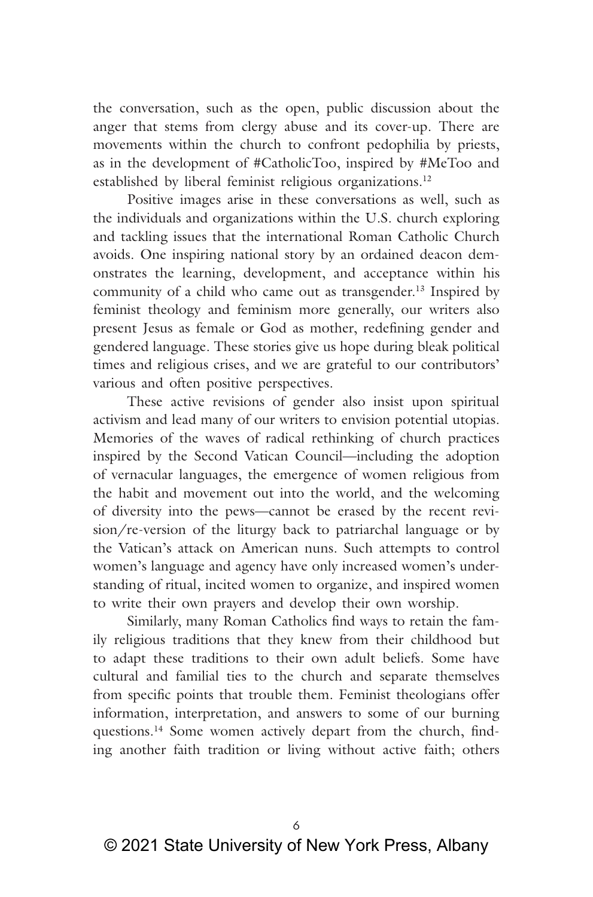the conversation, such as the open, public discussion about the anger that stems from clergy abuse and its cover-up. There are movements within the church to confront pedophilia by priests, as in the development of #CatholicToo, inspired by #MeToo and established by liberal feminist religious organizations.[12]

Positive images arise in these conversations as well, such as the individuals and organizations within the U.S. church exploring and tackling issues that the international Roman Catholic Church avoids. One inspiring national story by an ordained deacon demonstrates the learning, development, and acceptance within his community of a child who came out as transgender.[13] Inspired by feminist theology and feminism more generally, our writers also present Jesus as female or God as mother, redefining gender and gendered language. These stories give us hope during bleak political times and religious crises, and we are grateful to our contributors' various and often positive perspectives.

These active revisions of gender also insist upon spiritual activism and lead many of our writers to envision potential utopias. Memories of the waves of radical rethinking of church practices inspired by the Second Vatican Council—including the adoption of vernacular languages, the emergence of women religious from the habit and movement out into the world, and the welcoming of diversity into the pews—cannot be erased by the recent revision/re-version of the liturgy back to patriarchal language or by the Vatican's attack on American nuns. Such attempts to control women's language and agency have only increased women's understanding of ritual, incited women to organize, and inspired women to write their own prayers and develop their own worship.

Similarly, many Roman Catholics find ways to retain the family religious traditions that they knew from their childhood but to adapt these traditions to their own adult beliefs. Some have cultural and familial ties to the church and separate themselves from specific points that trouble them. Feminist theologians offer information, interpretation, and answers to some of our burning questions.[14] Some women actively depart from the church, finding another faith tradition or living without active faith; others

© 2021 State University of New York Press, Albany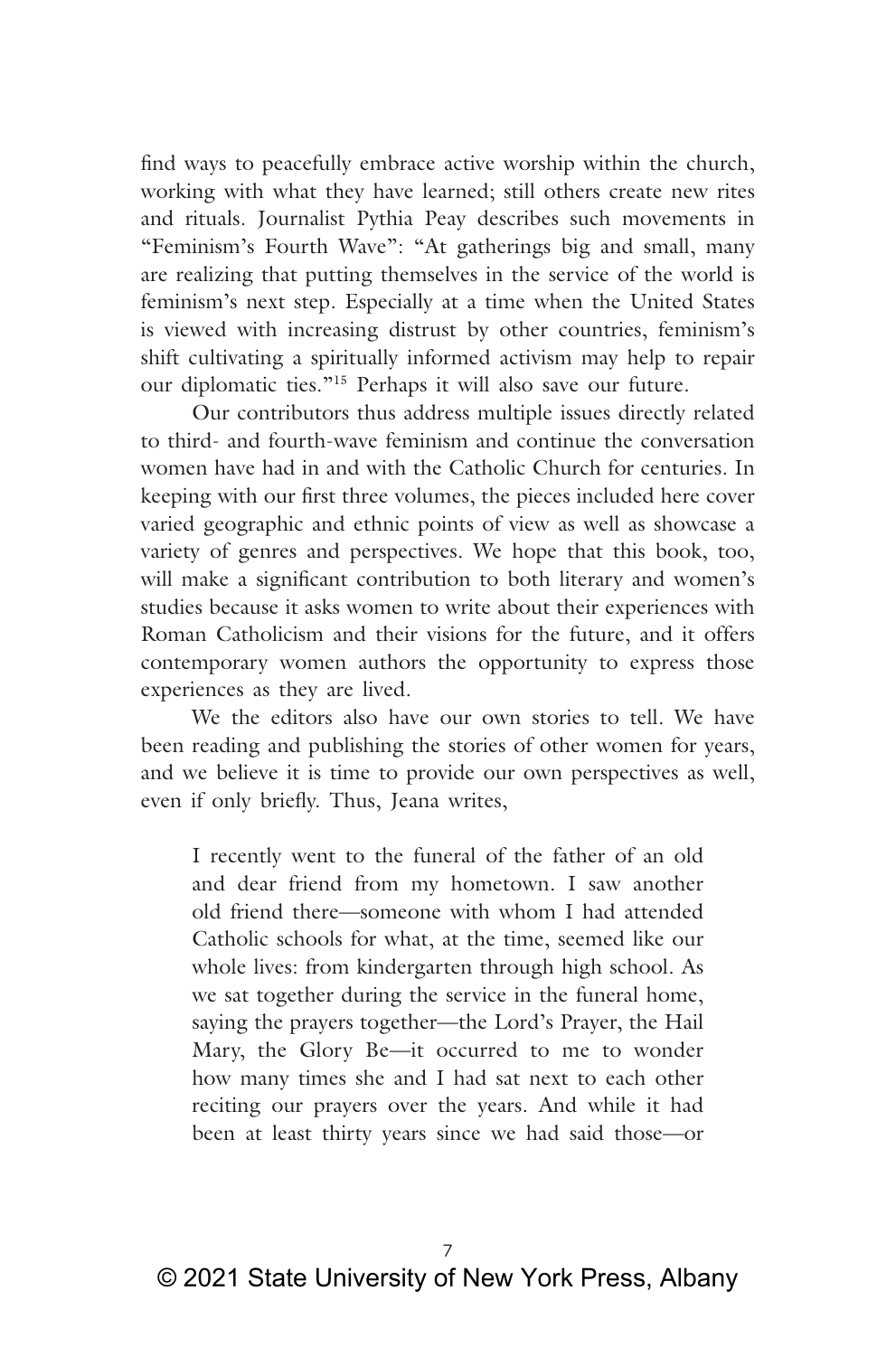find ways to peacefully embrace active worship within the church, working with what they have learned; still others create new rites and rituals. Journalist Pythia Peay describes such movements in "Feminism's Fourth Wave": "At gatherings big and small, many are realizing that putting themselves in the service of the world is feminism's next step. Especially at a time when the United States is viewed with increasing distrust by other countries, feminism's shift cultivating a spiritually informed activism may help to repair our diplomatic ties."[15] Perhaps it will also save our future.

Our contributors thus address multiple issues directly related to third- and fourth-wave feminism and continue the conversation women have had in and with the Catholic Church for centuries. In keeping with our first three volumes, the pieces included here cover varied geographic and ethnic points of view as well as showcase a variety of genres and perspectives. We hope that this book, too, will make a significant contribution to both literary and women's studies because it asks women to write about their experiences with Roman Catholicism and their visions for the future, and it offers contemporary women authors the opportunity to express those experiences as they are lived.

We the editors also have our own stories to tell. We have been reading and publishing the stories of other women for years, and we believe it is time to provide our own perspectives as well, even if only briefly. Thus, Jeana writes,

> I recently went to the funeral of the father of an old and dear friend from my hometown. I saw another old friend there—someone with whom I had attended Catholic schools for what, at the time, seemed like our whole lives: from kindergarten through high school. As we sat together during the service in the funeral home, saying the prayers together—the Lord's Prayer, the Hail Mary, the Glory Be—it occurred to me to wonder how many times she and I had sat next to each other reciting our prayers over the years. And while it had been at least thirty years since we had said those—or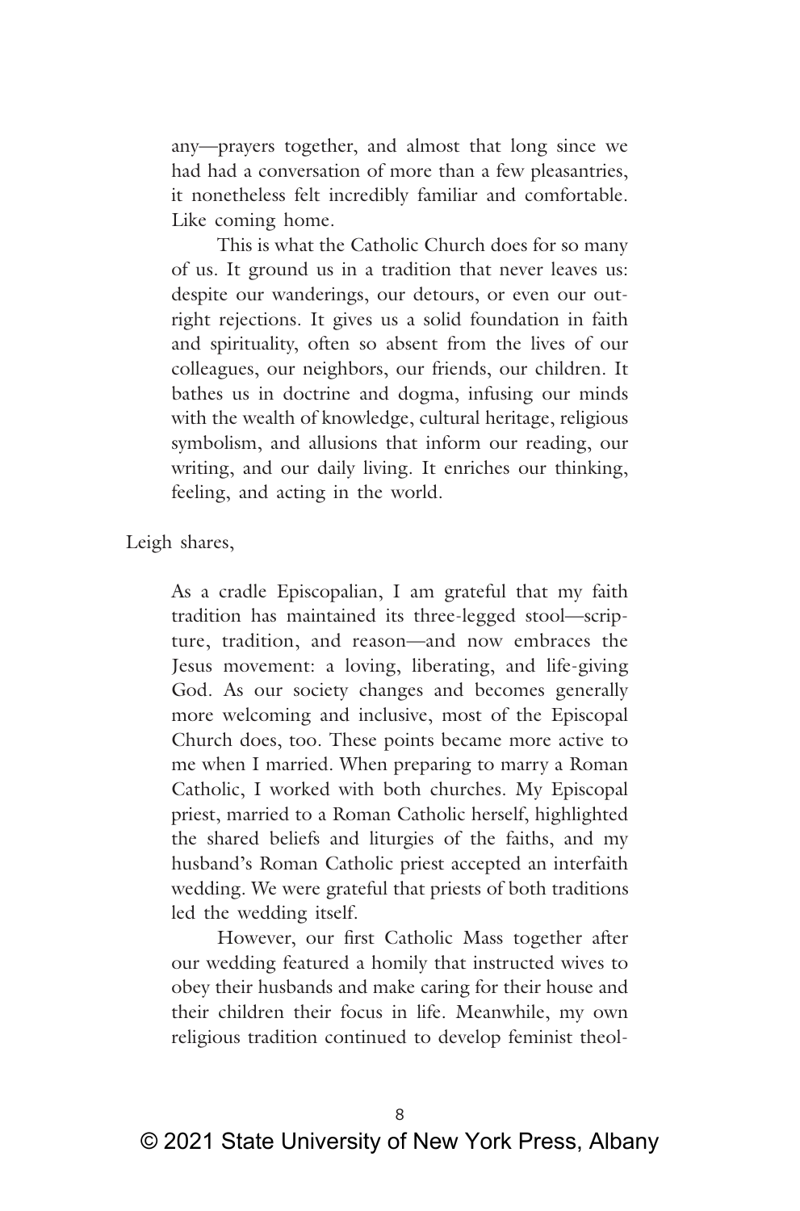any—prayers together, and almost that long since we had had a conversation of more than a few pleasantries, it nonetheless felt incredibly familiar and comfortable. Like coming home.

> This is what the Catholic Church does for so many of us. It ground us in a tradition that never leaves us: despite our wanderings, our detours, or even our outright rejections. It gives us a solid foundation in faith and spirituality, often so absent from the lives of our colleagues, our neighbors, our friends, our children. It bathes us in doctrine and dogma, infusing our minds with the wealth of knowledge, cultural heritage, religious symbolism, and allusions that inform our reading, our writing, and our daily living. It enriches our thinking, feeling, and acting in the world.

Leigh shares,

> As a cradle Episcopalian, I am grateful that my faith tradition has maintained its three-legged stool—scripture, tradition, and reason—and now embraces the Jesus movement: a loving, liberating, and life-giving God. As our society changes and becomes generally more welcoming and inclusive, most of the Episcopal Church does, too. These points became more active to me when I married. When preparing to marry a Roman Catholic, I worked with both churches. My Episcopal priest, married to a Roman Catholic herself, highlighted the shared beliefs and liturgies of the faiths, and my husband's Roman Catholic priest accepted an interfaith wedding. We were grateful that priests of both traditions led the wedding itself.
>
> However, our first Catholic Mass together after our wedding featured a homily that instructed wives to obey their husbands and make caring for their house and their children their focus in life. Meanwhile, my own religious tradition continued to develop feminist theol-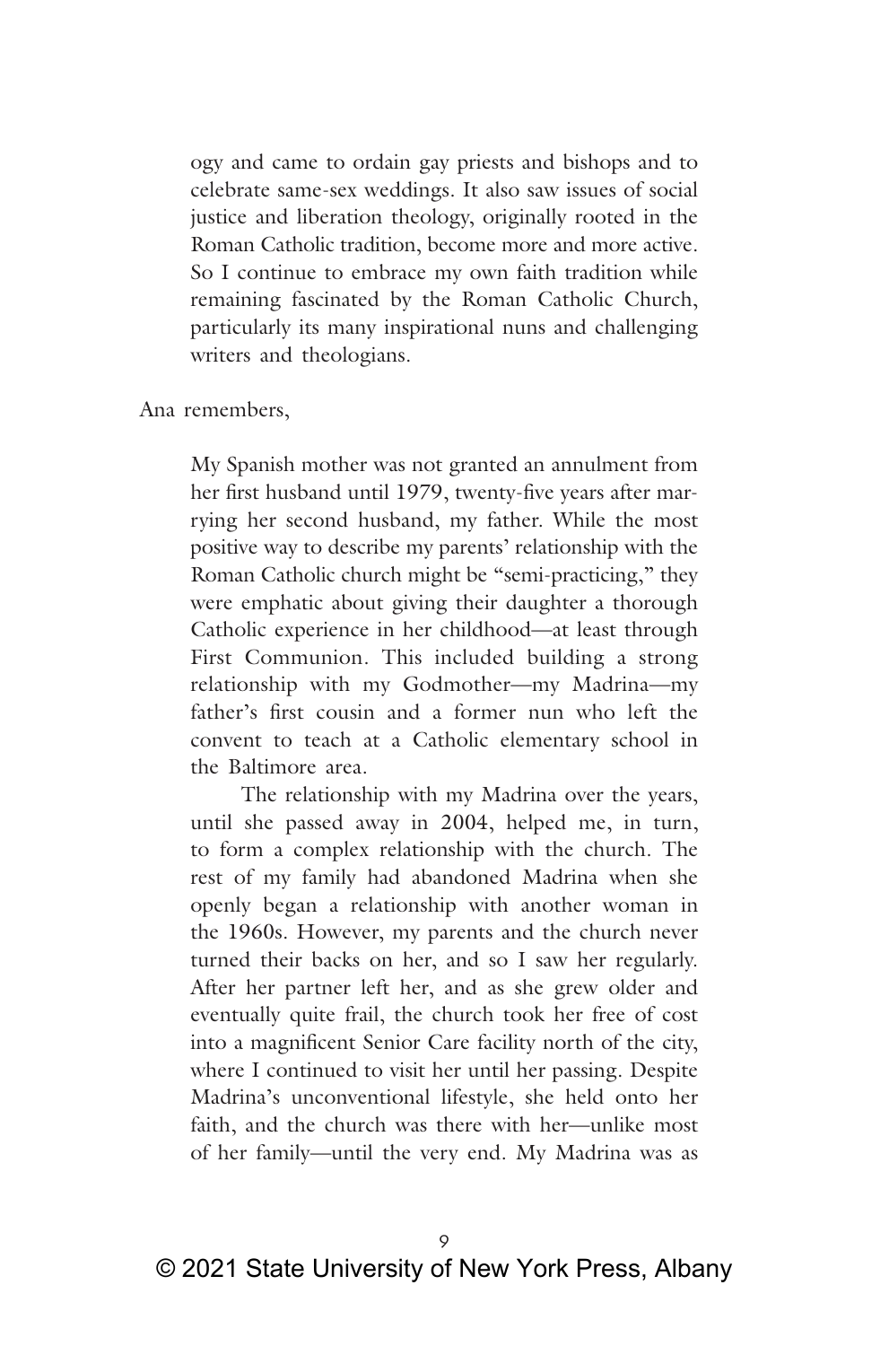ogy and came to ordain gay priests and bishops and to celebrate same-sex weddings. It also saw issues of social justice and liberation theology, originally rooted in the Roman Catholic tradition, become more and more active. So I continue to embrace my own faith tradition while remaining fascinated by the Roman Catholic Church, particularly its many inspirational nuns and challenging writers and theologians.

Ana remembers,

> My Spanish mother was not granted an annulment from her first husband until 1979, twenty-five years after marrying her second husband, my father. While the most positive way to describe my parents' relationship with the Roman Catholic church might be "semi-practicing," they were emphatic about giving their daughter a thorough Catholic experience in her childhood—at least through First Communion. This included building a strong relationship with my Godmother—my Madrina—my father's first cousin and a former nun who left the convent to teach at a Catholic elementary school in the Baltimore area.
>
> The relationship with my Madrina over the years, until she passed away in 2004, helped me, in turn, to form a complex relationship with the church. The rest of my family had abandoned Madrina when she openly began a relationship with another woman in the 1960s. However, my parents and the church never turned their backs on her, and so I saw her regularly. After her partner left her, and as she grew older and eventually quite frail, the church took her free of cost into a magnificent Senior Care facility north of the city, where I continued to visit her until her passing. Despite Madrina's unconventional lifestyle, she held onto her faith, and the church was there with her—unlike most of her family—until the very end. My Madrina was as

© 2021 State University of New York Press, Albany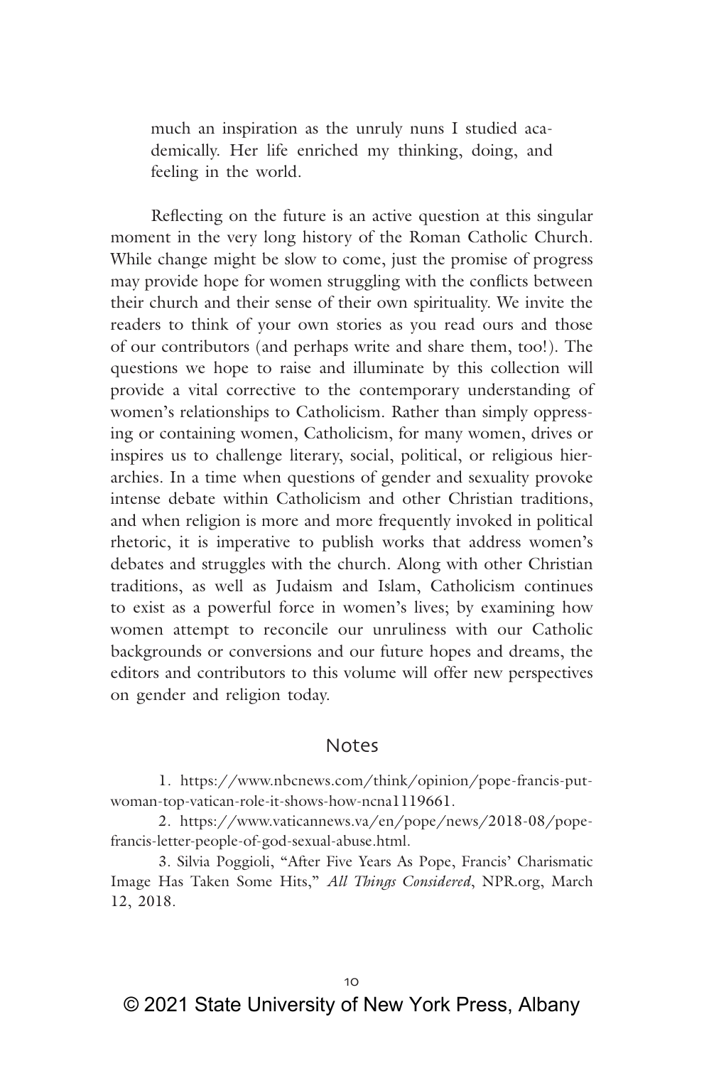> much an inspiration as the unruly nuns I studied academically. Her life enriched my thinking, doing, and feeling in the world.

Reflecting on the future is an active question at this singular moment in the very long history of the Roman Catholic Church. While change might be slow to come, just the promise of progress may provide hope for women struggling with the conflicts between their church and their sense of their own spirituality. We invite the readers to think of your own stories as you read ours and those of our contributors (and perhaps write and share them, too!). The questions we hope to raise and illuminate by this collection will provide a vital corrective to the contemporary understanding of women's relationships to Catholicism. Rather than simply oppressing or containing women, Catholicism, for many women, drives or inspires us to challenge literary, social, political, or religious hierarchies. In a time when questions of gender and sexuality provoke intense debate within Catholicism and other Christian traditions, and when religion is more and more frequently invoked in political rhetoric, it is imperative to publish works that address women's debates and struggles with the church. Along with other Christian traditions, as well as Judaism and Islam, Catholicism continues to exist as a powerful force in women's lives; by examining how women attempt to reconcile our unruliness with our Catholic backgrounds or conversions and our future hopes and dreams, the editors and contributors to this volume will offer new perspectives on gender and religion today.

## Notes

1. https://www.nbcnews.com/think/opinion/pope-francis-put-woman-top-vatican-role-it-shows-how-ncna1119661.

2. https://www.vaticannews.va/en/pope/news/2018-08/pope-francis-letter-people-of-god-sexual-abuse.html.

3. Silvia Poggioli, "After Five Years As Pope, Francis' Charismatic Image Has Taken Some Hits," *All Things Considered*, NPR.org, March 12, 2018.

© 2021 State University of New York Press, Albany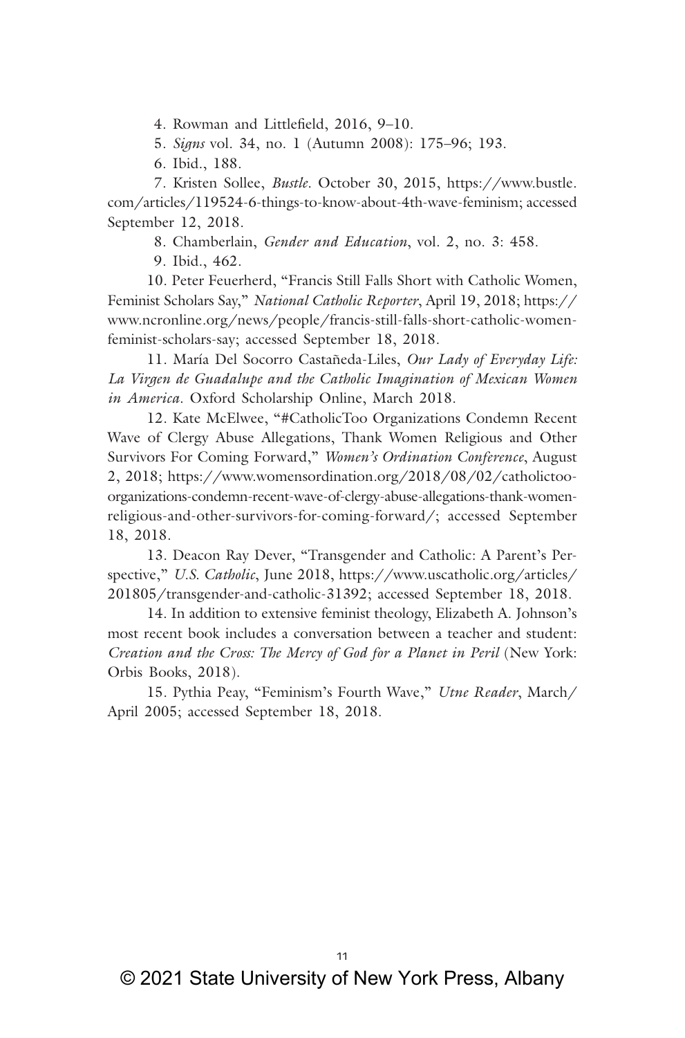4. Rowman and Littlefield, 2016, 9–10.

5. *Signs* vol. 34, no. 1 (Autumn 2008): 175–96; 193.

6. Ibid., 188.

7. Kristen Sollee, *Bustle*. October 30, 2015, https://www.bustle.com/articles/119524-6-things-to-know-about-4th-wave-feminism; accessed September 12, 2018.

8. Chamberlain, *Gender and Education*, vol. 2, no. 3: 458.

9. Ibid., 462.

10. Peter Feuerherd, "Francis Still Falls Short with Catholic Women, Feminist Scholars Say," *National Catholic Reporter*, April 19, 2018; https://www.ncronline.org/news/people/francis-still-falls-short-catholic-women-feminist-scholars-say; accessed September 18, 2018.

11. María Del Socorro Castañeda-Liles, *Our Lady of Everyday Life: La Virgen de Guadalupe and the Catholic Imagination of Mexican Women in America*. Oxford Scholarship Online, March 2018.

12. Kate McElwee, "#CatholicToo Organizations Condemn Recent Wave of Clergy Abuse Allegations, Thank Women Religious and Other Survivors For Coming Forward," *Women's Ordination Conference*, August 2, 2018; https://www.womensordination.org/2018/08/02/catholictoo-organizations-condemn-recent-wave-of-clergy-abuse-allegations-thank-women-religious-and-other-survivors-for-coming-forward/; accessed September 18, 2018.

13. Deacon Ray Dever, "Transgender and Catholic: A Parent's Perspective," *U.S. Catholic*, June 2018, https://www.uscatholic.org/articles/201805/transgender-and-catholic-31392; accessed September 18, 2018.

14. In addition to extensive feminist theology, Elizabeth A. Johnson's most recent book includes a conversation between a teacher and student: *Creation and the Cross: The Mercy of God for a Planet in Peril* (New York: Orbis Books, 2018).

15. Pythia Peay, "Feminism's Fourth Wave," *Utne Reader*, March/April 2005; accessed September 18, 2018.

© 2021 State University of New York Press, Albany